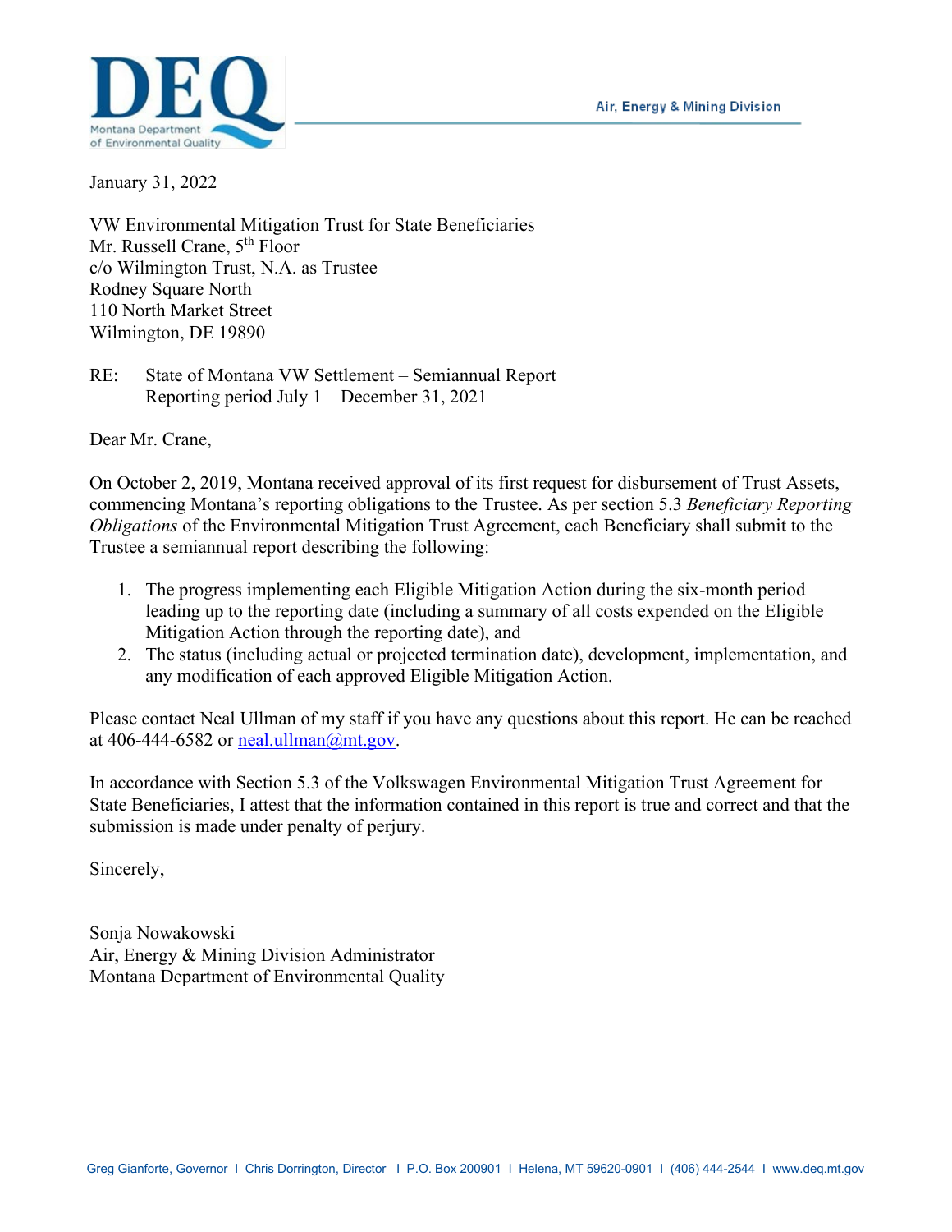Air, Energy & Mining Division

January 31, 2022

VW Environmental Mitigation Trust for State Beneficiaries
Mr. Russell Crane, 5th Floor
c/o Wilmington Trust, N.A. as Trustee
Rodney Square North
110 North Market Street
Wilmington, DE 19890

RE: State of Montana VW Settlement – Semiannual Report
Reporting period July 1 – December 31, 2021

Dear Mr. Crane,

On October 2, 2019, Montana received approval of its first request for disbursement of Trust Assets, commencing Montana's reporting obligations to the Trustee. As per section 5.3 *Beneficiary Reporting Obligations* of the Environmental Mitigation Trust Agreement, each Beneficiary shall submit to the Trustee a semiannual report describing the following:

1. The progress implementing each Eligible Mitigation Action during the six-month period leading up to the reporting date (including a summary of all costs expended on the Eligible Mitigation Action through the reporting date), and
2. The status (including actual or projected termination date), development, implementation, and any modification of each approved Eligible Mitigation Action.

Please contact Neal Ullman of my staff if you have any questions about this report. He can be reached at 406-444-6582 or neal.ullman@mt.gov.

In accordance with Section 5.3 of the Volkswagen Environmental Mitigation Trust Agreement for State Beneficiaries, I attest that the information contained in this report is true and correct and that the submission is made under penalty of perjury.

Sincerely,

Sonja Nowakowski
Air, Energy & Mining Division Administrator
Montana Department of Environmental Quality

Greg Gianforte, Governor | Chris Dorrington, Director | P.O. Box 200901 | Helena, MT 59620-0901 | (406) 444-2544 | www.deq.mt.gov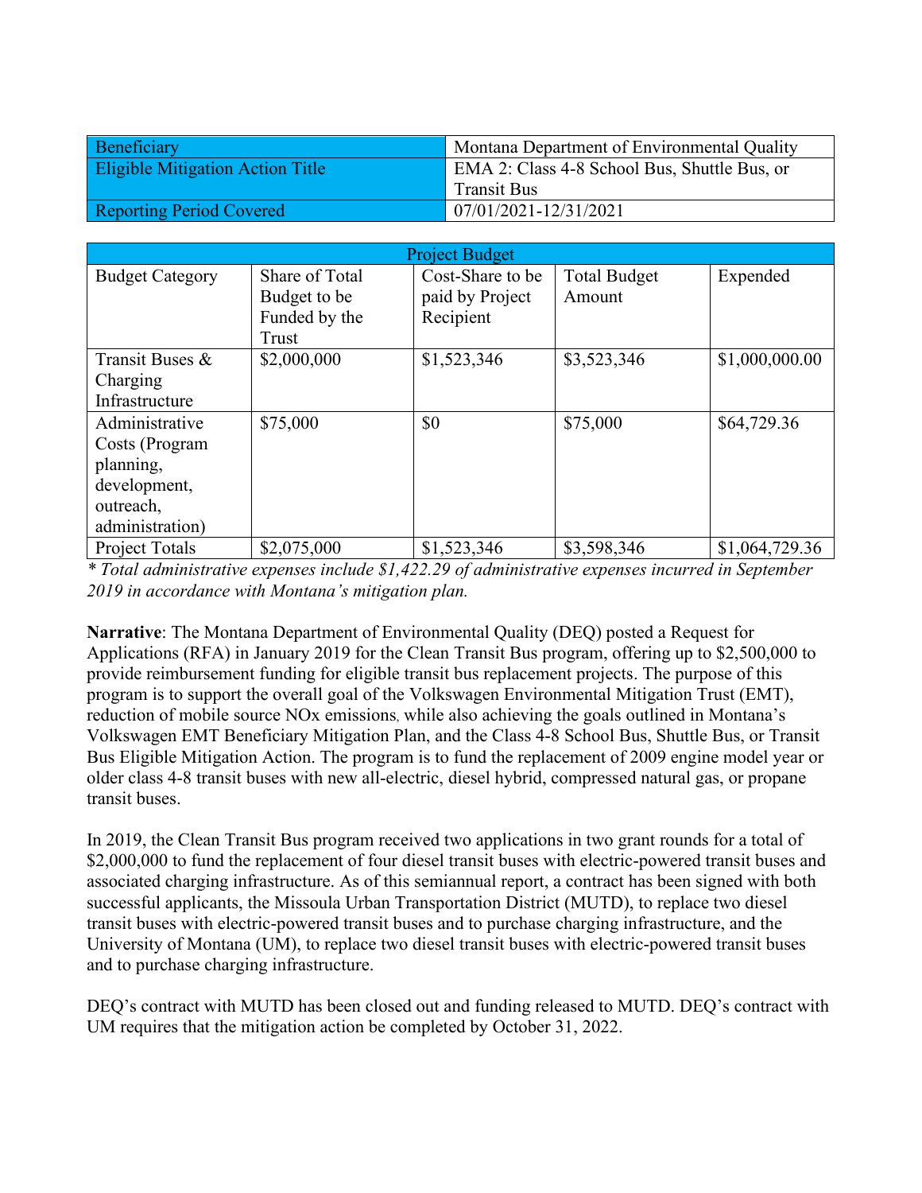| Beneficiary | Montana Department of Environmental Quality |
|---|---|
| Eligible Mitigation Action Title | EMA 2: Class 4-8 School Bus, Shuttle Bus, or Transit Bus |
| Reporting Period Covered | 07/01/2021-12/31/2021 |

| Project Budget | | | | |
|---|---|---|---|---|
| Budget Category | Share of Total Budget to be Funded by the Trust | Cost-Share to be paid by Project Recipient | Total Budget Amount | Expended |
| Transit Buses & Charging Infrastructure | $2,000,000 | $1,523,346 | $3,523,346 | $1,000,000.00 |
| Administrative Costs (Program planning, development, outreach, administration) | $75,000 | $0 | $75,000 | $64,729.36 |
| Project Totals | $2,075,000 | $1,523,346 | $3,598,346 | $1,064,729.36 |

*\* Total administrative expenses include $1,422.29 of administrative expenses incurred in September 2019 in accordance with Montana's mitigation plan.*

**Narrative**: The Montana Department of Environmental Quality (DEQ) posted a Request for Applications (RFA) in January 2019 for the Clean Transit Bus program, offering up to $2,500,000 to provide reimbursement funding for eligible transit bus replacement projects. The purpose of this program is to support the overall goal of the Volkswagen Environmental Mitigation Trust (EMT), reduction of mobile source NOx emissions, while also achieving the goals outlined in Montana's Volkswagen EMT Beneficiary Mitigation Plan, and the Class 4-8 School Bus, Shuttle Bus, or Transit Bus Eligible Mitigation Action. The program is to fund the replacement of 2009 engine model year or older class 4-8 transit buses with new all-electric, diesel hybrid, compressed natural gas, or propane transit buses.

In 2019, the Clean Transit Bus program received two applications in two grant rounds for a total of $2,000,000 to fund the replacement of four diesel transit buses with electric-powered transit buses and associated charging infrastructure. As of this semiannual report, a contract has been signed with both successful applicants, the Missoula Urban Transportation District (MUTD), to replace two diesel transit buses with electric-powered transit buses and to purchase charging infrastructure, and the University of Montana (UM), to replace two diesel transit buses with electric-powered transit buses and to purchase charging infrastructure.

DEQ's contract with MUTD has been closed out and funding released to MUTD. DEQ's contract with UM requires that the mitigation action be completed by October 31, 2022.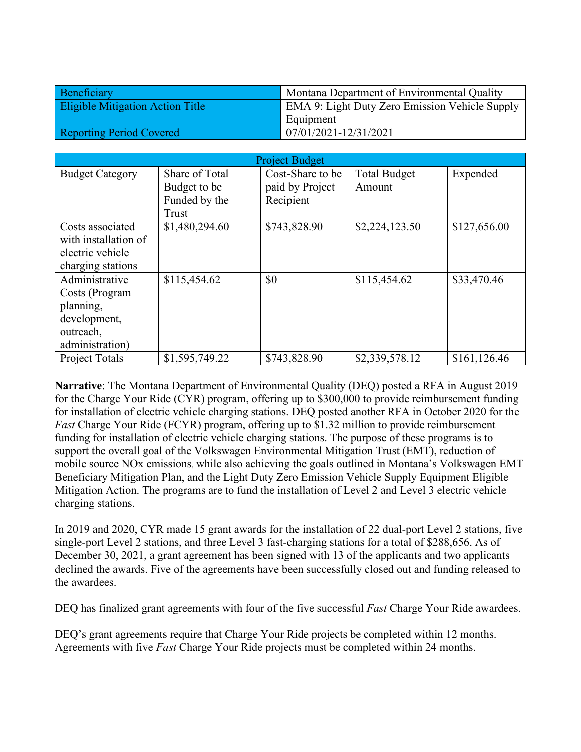| Beneficiary | Montana Department of Environmental Quality |
|---|---|
| Eligible Mitigation Action Title | EMA 9: Light Duty Zero Emission Vehicle Supply Equipment |
| Reporting Period Covered | 07/01/2021-12/31/2021 |

| Project Budget | | | | |
|---|---|---|---|---|
| Budget Category | Share of Total Budget to be Funded by the Trust | Cost-Share to be paid by Project Recipient | Total Budget Amount | Expended |
| Costs associated with installation of electric vehicle charging stations | $1,480,294.60 | $743,828.90 | $2,224,123.50 | $127,656.00 |
| Administrative Costs (Program planning, development, outreach, administration) | $115,454.62 | $0 | $115,454.62 | $33,470.46 |
| Project Totals | $1,595,749.22 | $743,828.90 | $2,339,578.12 | $161,126.46 |

**Narrative**: The Montana Department of Environmental Quality (DEQ) posted a RFA in August 2019 for the Charge Your Ride (CYR) program, offering up to $300,000 to provide reimbursement funding for installation of electric vehicle charging stations. DEQ posted another RFA in October 2020 for the *Fast* Charge Your Ride (FCYR) program, offering up to $1.32 million to provide reimbursement funding for installation of electric vehicle charging stations. The purpose of these programs is to support the overall goal of the Volkswagen Environmental Mitigation Trust (EMT), reduction of mobile source NOx emissions, while also achieving the goals outlined in Montana's Volkswagen EMT Beneficiary Mitigation Plan, and the Light Duty Zero Emission Vehicle Supply Equipment Eligible Mitigation Action. The programs are to fund the installation of Level 2 and Level 3 electric vehicle charging stations.

In 2019 and 2020, CYR made 15 grant awards for the installation of 22 dual-port Level 2 stations, five single-port Level 2 stations, and three Level 3 fast-charging stations for a total of $288,656. As of December 30, 2021, a grant agreement has been signed with 13 of the applicants and two applicants declined the awards. Five of the agreements have been successfully closed out and funding released to the awardees.

DEQ has finalized grant agreements with four of the five successful *Fast* Charge Your Ride awardees.

DEQ's grant agreements require that Charge Your Ride projects be completed within 12 months. Agreements with five *Fast* Charge Your Ride projects must be completed within 24 months.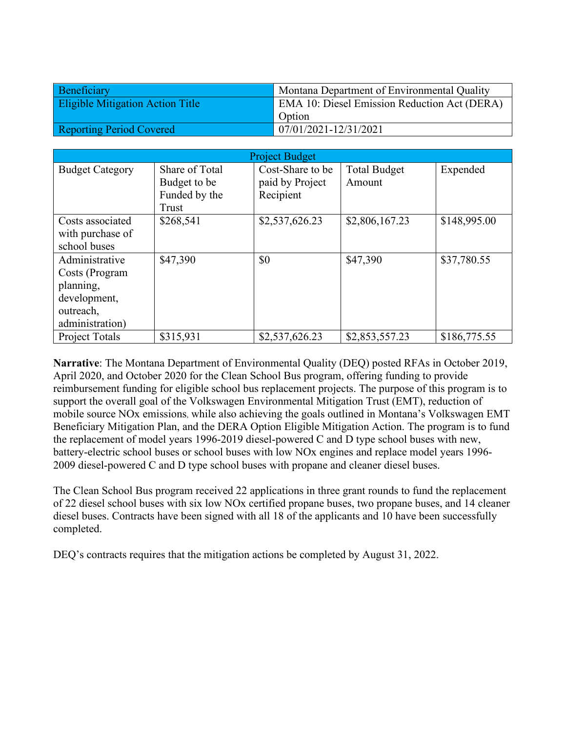| | |
|---|---|
| Beneficiary | Montana Department of Environmental Quality |
| Eligible Mitigation Action Title | EMA 10: Diesel Emission Reduction Act (DERA) Option |
| Reporting Period Covered | 07/01/2021-12/31/2021 |

| Project Budget | | | | |
|---|---|---|---|---|
| Budget Category | Share of Total Budget to be Funded by the Trust | Cost-Share to be paid by Project Recipient | Total Budget Amount | Expended |
| Costs associated with purchase of school buses | $268,541 | $2,537,626.23 | $2,806,167.23 | $148,995.00 |
| Administrative Costs (Program planning, development, outreach, administration) | $47,390 | $0 | $47,390 | $37,780.55 |
| Project Totals | $315,931 | $2,537,626.23 | $2,853,557.23 | $186,775.55 |

**Narrative**: The Montana Department of Environmental Quality (DEQ) posted RFAs in October 2019, April 2020, and October 2020 for the Clean School Bus program, offering funding to provide reimbursement funding for eligible school bus replacement projects. The purpose of this program is to support the overall goal of the Volkswagen Environmental Mitigation Trust (EMT), reduction of mobile source NOx emissions, while also achieving the goals outlined in Montana's Volkswagen EMT Beneficiary Mitigation Plan, and the DERA Option Eligible Mitigation Action. The program is to fund the replacement of model years 1996-2019 diesel-powered C and D type school buses with new, battery-electric school buses or school buses with low NOx engines and replace model years 1996-2009 diesel-powered C and D type school buses with propane and cleaner diesel buses.

The Clean School Bus program received 22 applications in three grant rounds to fund the replacement of 22 diesel school buses with six low NOx certified propane buses, two propane buses, and 14 cleaner diesel buses. Contracts have been signed with all 18 of the applicants and 10 have been successfully completed.

DEQ's contracts requires that the mitigation actions be completed by August 31, 2022.